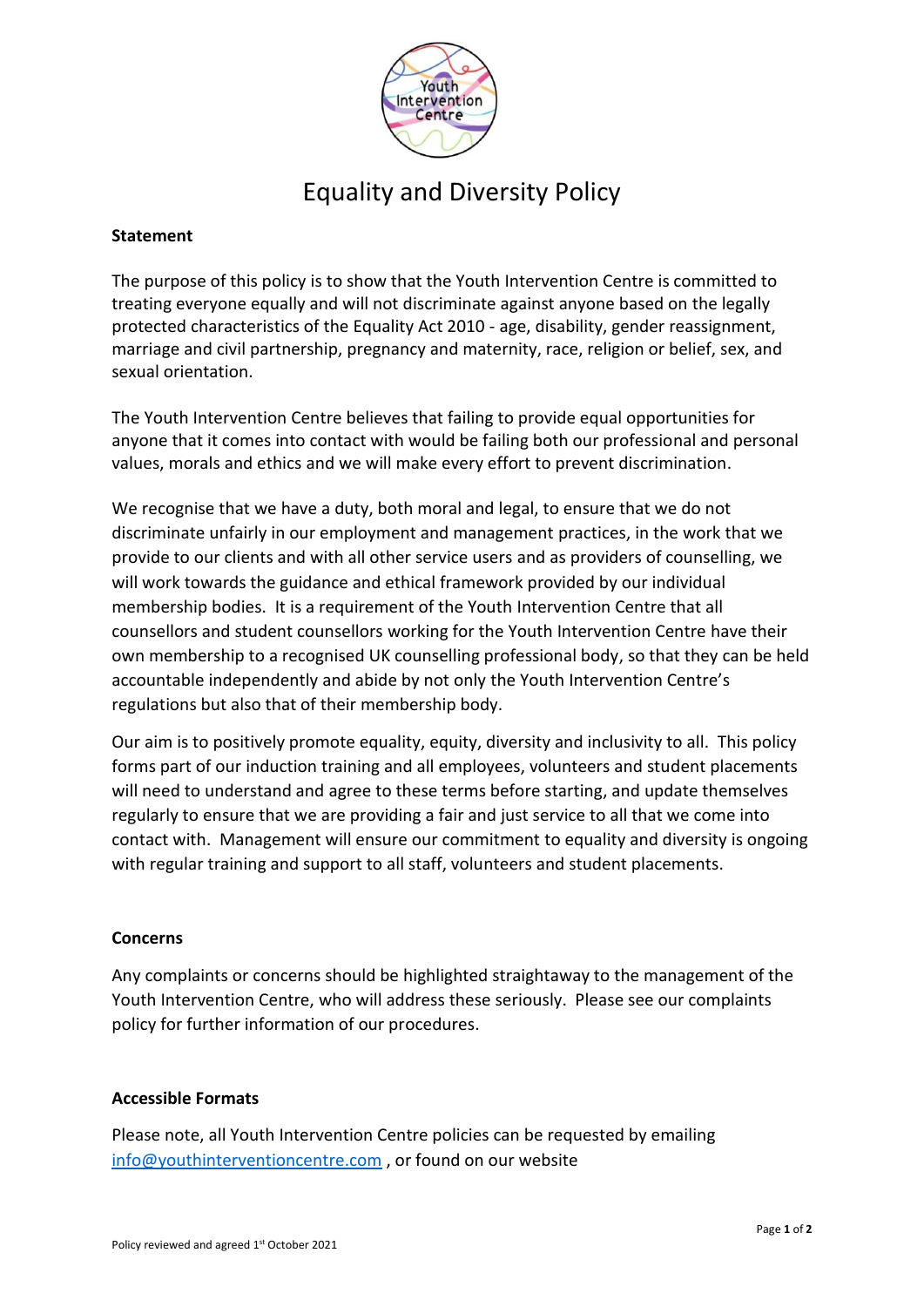# Equality and Diversity Policy

**Statement**

The purpose of this policy is to show that the Youth Intervention Centre is committed to treating everyone equally and will not discriminate against anyone based on the legally protected characteristics of the Equality Act 2010 - age, disability, gender reassignment, marriage and civil partnership, pregnancy and maternity, race, religion or belief, sex, and sexual orientation.

The Youth Intervention Centre believes that failing to provide equal opportunities for anyone that it comes into contact with would be failing both our professional and personal values, morals and ethics and we will make every effort to prevent discrimination.

We recognise that we have a duty, both moral and legal, to ensure that we do not discriminate unfairly in our employment and management practices, in the work that we provide to our clients and with all other service users and as providers of counselling, we will work towards the guidance and ethical framework provided by our individual membership bodies. It is a requirement of the Youth Intervention Centre that all counsellors and student counsellors working for the Youth Intervention Centre have their own membership to a recognised UK counselling professional body, so that they can be held accountable independently and abide by not only the Youth Intervention Centre's regulations but also that of their membership body.

Our aim is to positively promote equality, equity, diversity and inclusivity to all. This policy forms part of our induction training and all employees, volunteers and student placements will need to understand and agree to these terms before starting, and update themselves regularly to ensure that we are providing a fair and just service to all that we come into contact with. Management will ensure our commitment to equality and diversity is ongoing with regular training and support to all staff, volunteers and student placements.

**Concerns**

Any complaints or concerns should be highlighted straightaway to the management of the Youth Intervention Centre, who will address these seriously. Please see our complaints policy for further information of our procedures.

**Accessible Formats**

Please note, all Youth Intervention Centre policies can be requested by emailing info@youthinterventioncentre.com , or found on our website

Policy reviewed and agreed 1st October 2021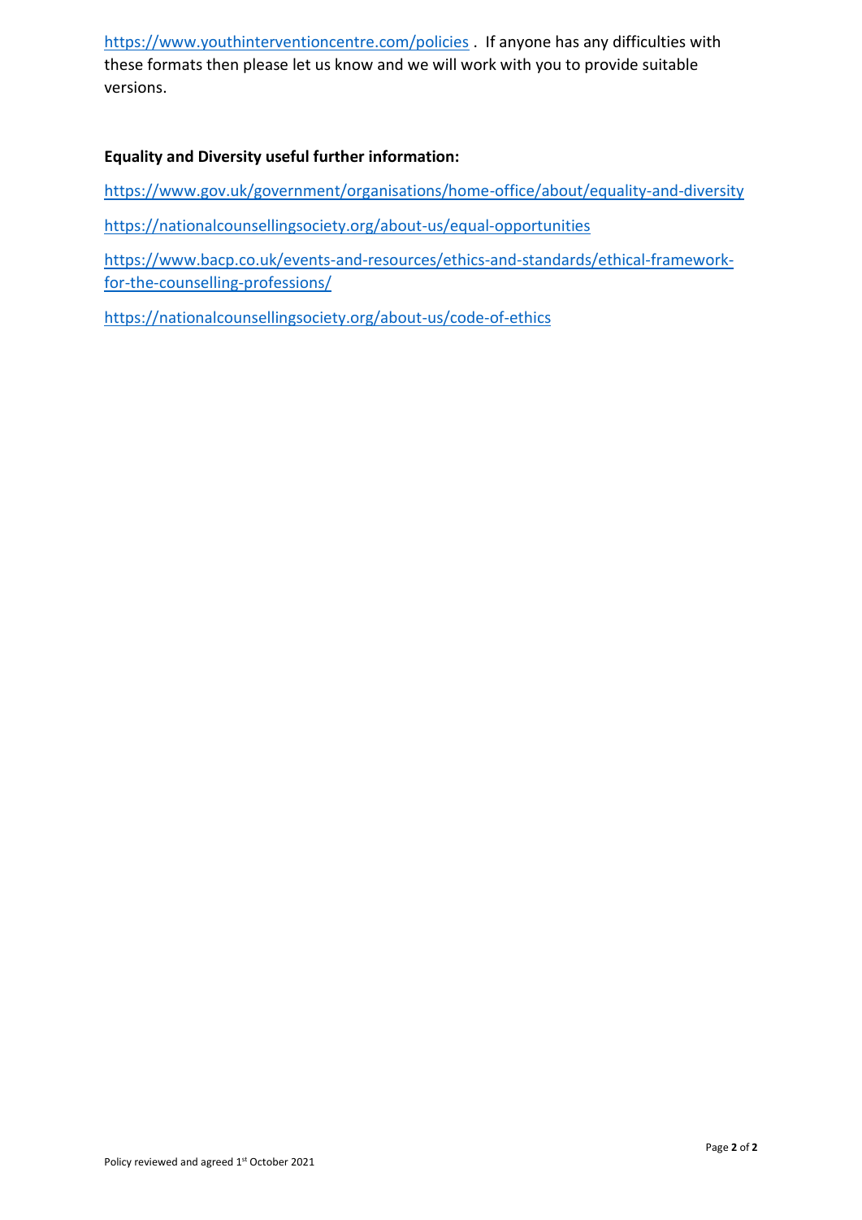https://www.youthinterventioncentre.com/policies . If anyone has any difficulties with these formats then please let us know and we will work with you to provide suitable versions.

**Equality and Diversity useful further information:**

https://www.gov.uk/government/organisations/home-office/about/equality-and-diversity

https://nationalcounsellingsociety.org/about-us/equal-opportunities

https://www.bacp.co.uk/events-and-resources/ethics-and-standards/ethical-framework-for-the-counselling-professions/

https://nationalcounsellingsociety.org/about-us/code-of-ethics

Policy reviewed and agreed 1st October 2021